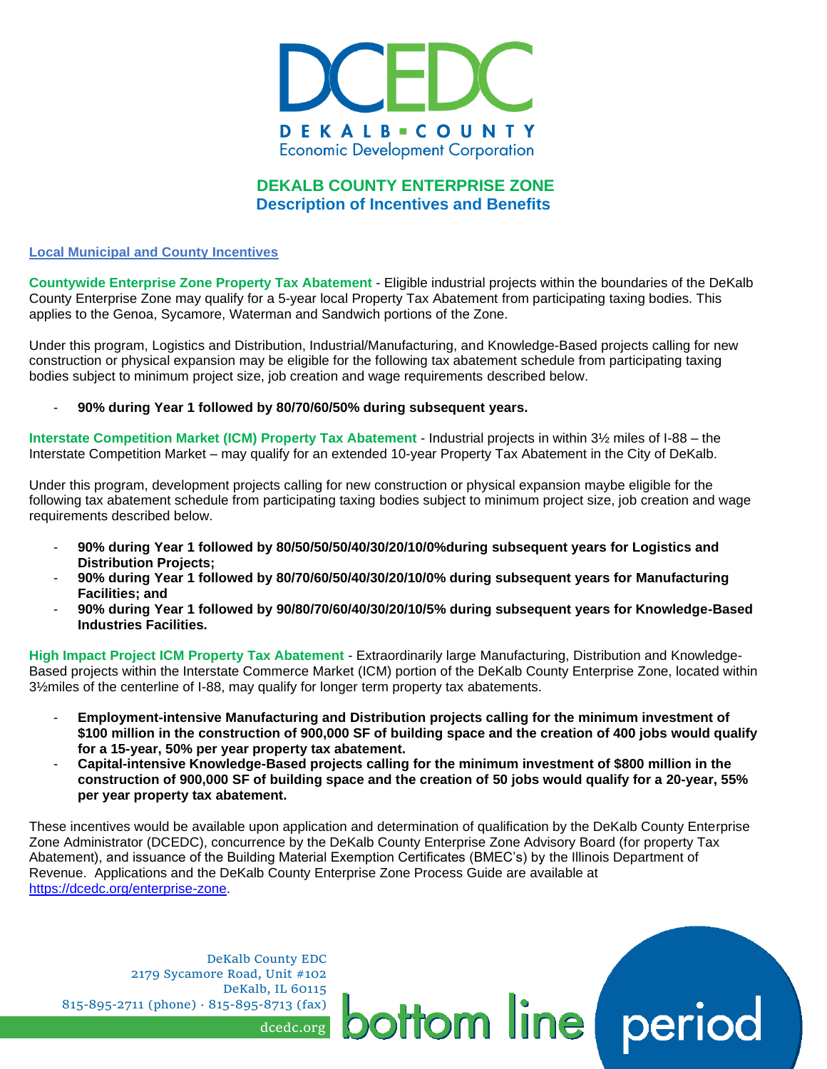# DCEDC

DEKALB COUNTY
Economic Development Corporation

## DEKALB COUNTY ENTERPRISE ZONE
## Description of Incentives and Benefits

### Local Municipal and County Incentives

**Countywide Enterprise Zone Property Tax Abatement** - Eligible industrial projects within the boundaries of the DeKalb County Enterprise Zone may qualify for a 5-year local Property Tax Abatement from participating taxing bodies. This applies to the Genoa, Sycamore, Waterman and Sandwich portions of the Zone.

Under this program, Logistics and Distribution, Industrial/Manufacturing, and Knowledge-Based projects calling for new construction or physical expansion may be eligible for the following tax abatement schedule from participating taxing bodies subject to minimum project size, job creation and wage requirements described below.

- **90% during Year 1 followed by 80/70/60/50% during subsequent years.**

**Interstate Competition Market (ICM) Property Tax Abatement** - Industrial projects in within 3½ miles of I-88 – the Interstate Competition Market – may qualify for an extended 10-year Property Tax Abatement in the City of DeKalb.

Under this program, development projects calling for new construction or physical expansion maybe eligible for the following tax abatement schedule from participating taxing bodies subject to minimum project size, job creation and wage requirements described below.

- **90% during Year 1 followed by 80/50/50/50/40/30/20/10/0%during subsequent years for Logistics and Distribution Projects;**
- **90% during Year 1 followed by 80/70/60/50/40/30/20/10/0% during subsequent years for Manufacturing Facilities; and**
- **90% during Year 1 followed by 90/80/70/60/40/30/20/10/5% during subsequent years for Knowledge-Based Industries Facilities.**

**High Impact Project ICM Property Tax Abatement** - Extraordinarily large Manufacturing, Distribution and Knowledge-Based projects within the Interstate Commerce Market (ICM) portion of the DeKalb County Enterprise Zone, located within 3½miles of the centerline of I-88, may qualify for longer term property tax abatements.

- **Employment-intensive Manufacturing and Distribution projects calling for the minimum investment of $100 million in the construction of 900,000 SF of building space and the creation of 400 jobs would qualify for a 15-year, 50% per year property tax abatement.**
- **Capital-intensive Knowledge-Based projects calling for the minimum investment of $800 million in the construction of 900,000 SF of building space and the creation of 50 jobs would qualify for a 20-year, 55% per year property tax abatement.**

These incentives would be available upon application and determination of qualification by the DeKalb County Enterprise Zone Administrator (DCEDC), concurrence by the DeKalb County Enterprise Zone Advisory Board (for property Tax Abatement), and issuance of the Building Material Exemption Certificates (BMEC's) by the Illinois Department of Revenue. Applications and the DeKalb County Enterprise Zone Process Guide are available at https://dcedc.org/enterprise-zone.

DeKalb County EDC
2179 Sycamore Road, Unit #102
DeKalb, IL 60115
815-895-2711 (phone) · 815-895-8713 (fax)
dcedc.org

bottom line period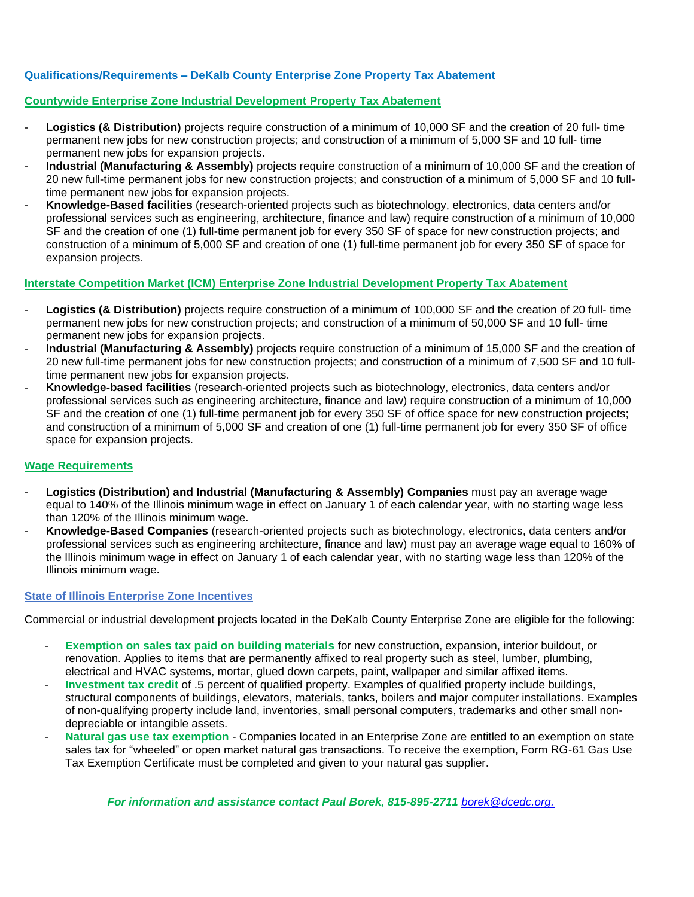### Qualifications/Requirements – DeKalb County Enterprise Zone Property Tax Abatement

#### Countywide Enterprise Zone Industrial Development Property Tax Abatement

- **Logistics (& Distribution)** projects require construction of a minimum of 10,000 SF and the creation of 20 full- time permanent new jobs for new construction projects; and construction of a minimum of 5,000 SF and 10 full- time permanent new jobs for expansion projects.
- **Industrial (Manufacturing & Assembly)** projects require construction of a minimum of 10,000 SF and the creation of 20 new full-time permanent jobs for new construction projects; and construction of a minimum of 5,000 SF and 10 full-time permanent new jobs for expansion projects.
- **Knowledge-Based facilities** (research-oriented projects such as biotechnology, electronics, data centers and/or professional services such as engineering, architecture, finance and law) require construction of a minimum of 10,000 SF and the creation of one (1) full-time permanent job for every 350 SF of space for new construction projects; and construction of a minimum of 5,000 SF and creation of one (1) full-time permanent job for every 350 SF of space for expansion projects.

#### Interstate Competition Market (ICM) Enterprise Zone Industrial Development Property Tax Abatement

- **Logistics (& Distribution)** projects require construction of a minimum of 100,000 SF and the creation of 20 full- time permanent new jobs for new construction projects; and construction of a minimum of 50,000 SF and 10 full- time permanent new jobs for expansion projects.
- **Industrial (Manufacturing & Assembly)** projects require construction of a minimum of 15,000 SF and the creation of 20 new full-time permanent jobs for new construction projects; and construction of a minimum of 7,500 SF and 10 full-time permanent new jobs for expansion projects.
- **Knowledge-based facilities** (research-oriented projects such as biotechnology, electronics, data centers and/or professional services such as engineering architecture, finance and law) require construction of a minimum of 10,000 SF and the creation of one (1) full-time permanent job for every 350 SF of office space for new construction projects; and construction of a minimum of 5,000 SF and creation of one (1) full-time permanent job for every 350 SF of office space for expansion projects.

#### Wage Requirements

- **Logistics (Distribution) and Industrial (Manufacturing & Assembly) Companies** must pay an average wage equal to 140% of the Illinois minimum wage in effect on January 1 of each calendar year, with no starting wage less than 120% of the Illinois minimum wage.
- **Knowledge-Based Companies** (research-oriented projects such as biotechnology, electronics, data centers and/or professional services such as engineering architecture, finance and law) must pay an average wage equal to 160% of the Illinois minimum wage in effect on January 1 of each calendar year, with no starting wage less than 120% of the Illinois minimum wage.

#### State of Illinois Enterprise Zone Incentives

Commercial or industrial development projects located in the DeKalb County Enterprise Zone are eligible for the following:

- **Exemption on sales tax paid on building materials** for new construction, expansion, interior buildout, or renovation. Applies to items that are permanently affixed to real property such as steel, lumber, plumbing, electrical and HVAC systems, mortar, glued down carpets, paint, wallpaper and similar affixed items.
- **Investment tax credit** of .5 percent of qualified property. Examples of qualified property include buildings, structural components of buildings, elevators, materials, tanks, boilers and major computer installations. Examples of non-qualifying property include land, inventories, small personal computers, trademarks and other small non-depreciable or intangible assets.
- **Natural gas use tax exemption** - Companies located in an Enterprise Zone are entitled to an exemption on state sales tax for "wheeled" or open market natural gas transactions. To receive the exemption, Form RG-61 Gas Use Tax Exemption Certificate must be completed and given to your natural gas supplier.

***For information and assistance contact Paul Borek, 815-895-2711*** *borek@dcedc.org.*